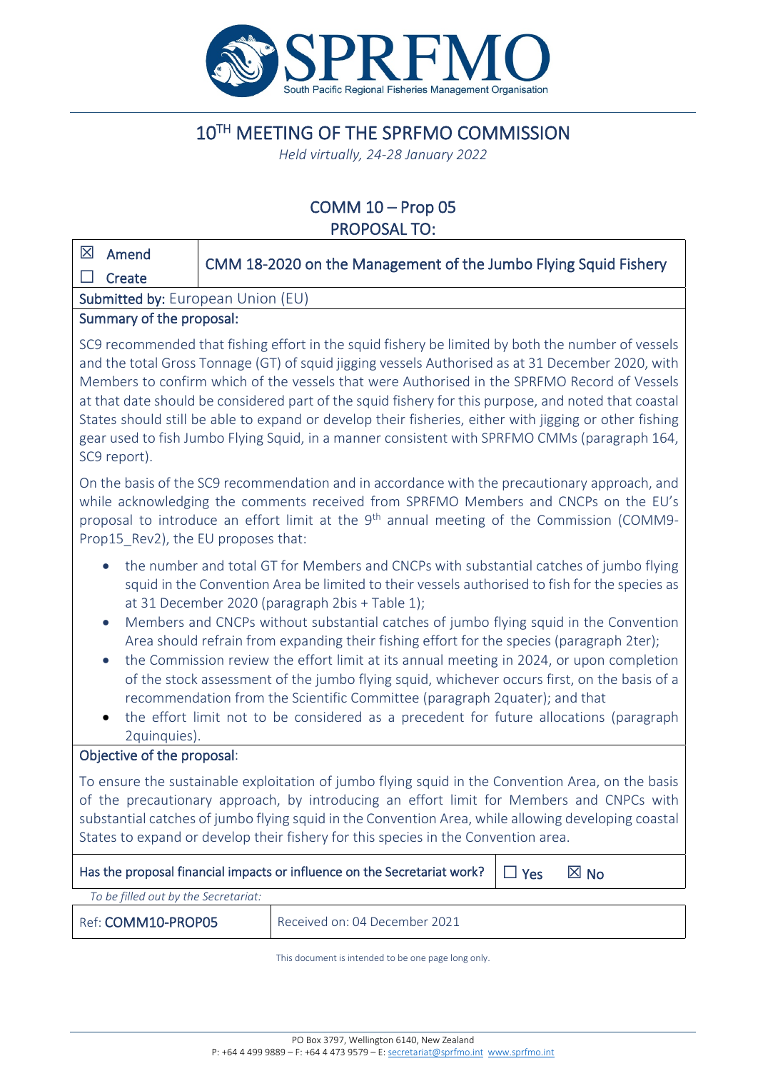# 10[TH] MEETING OF THE SPRFMO COMMISSION

*Held virtually, 24-28 January 2022*

## COMM 10 – Prop 05
## PROPOSAL TO:

| ☒ Amend<br>☐ Create | CMM 18-2020 on the Management of the Jumbo Flying Squid Fishery |
|---|---|

**Submitted by:** European Union (EU)

**Summary of the proposal:**

SC9 recommended that fishing effort in the squid fishery be limited by both the number of vessels and the total Gross Tonnage (GT) of squid jigging vessels Authorised as at 31 December 2020, with Members to confirm which of the vessels that were Authorised in the SPRFMO Record of Vessels at that date should be considered part of the squid fishery for this purpose, and noted that coastal States should still be able to expand or develop their fisheries, either with jigging or other fishing gear used to fish Jumbo Flying Squid, in a manner consistent with SPRFMO CMMs (paragraph 164, SC9 report).

On the basis of the SC9 recommendation and in accordance with the precautionary approach, and while acknowledging the comments received from SPRFMO Members and CNCPs on the EU's proposal to introduce an effort limit at the 9[th] annual meeting of the Commission (COMM9-Prop15_Rev2), the EU proposes that:

- the number and total GT for Members and CNCPs with substantial catches of jumbo flying squid in the Convention Area be limited to their vessels authorised to fish for the species as at 31 December 2020 (paragraph 2bis + Table 1);
- Members and CNCPs without substantial catches of jumbo flying squid in the Convention Area should refrain from expanding their fishing effort for the species (paragraph 2ter);
- the Commission review the effort limit at its annual meeting in 2024, or upon completion of the stock assessment of the jumbo flying squid, whichever occurs first, on the basis of a recommendation from the Scientific Committee (paragraph 2quater); and that
- the effort limit not to be considered as a precedent for future allocations (paragraph 2quinquies).

**Objective of the proposal**:

To ensure the sustainable exploitation of jumbo flying squid in the Convention Area, on the basis of the precautionary approach, by introducing an effort limit for Members and CNPCs with substantial catches of jumbo flying squid in the Convention Area, while allowing developing coastal States to expand or develop their fishery for this species in the Convention area.

| Has the proposal financial impacts or influence on the Secretariat work? | ☐ Yes ☒ No |
|---|---|

*To be filled out by the Secretariat:*

| Ref: **COMM10-PROP05** | Received on: 04 December 2021 |
|---|---|

This document is intended to be one page long only.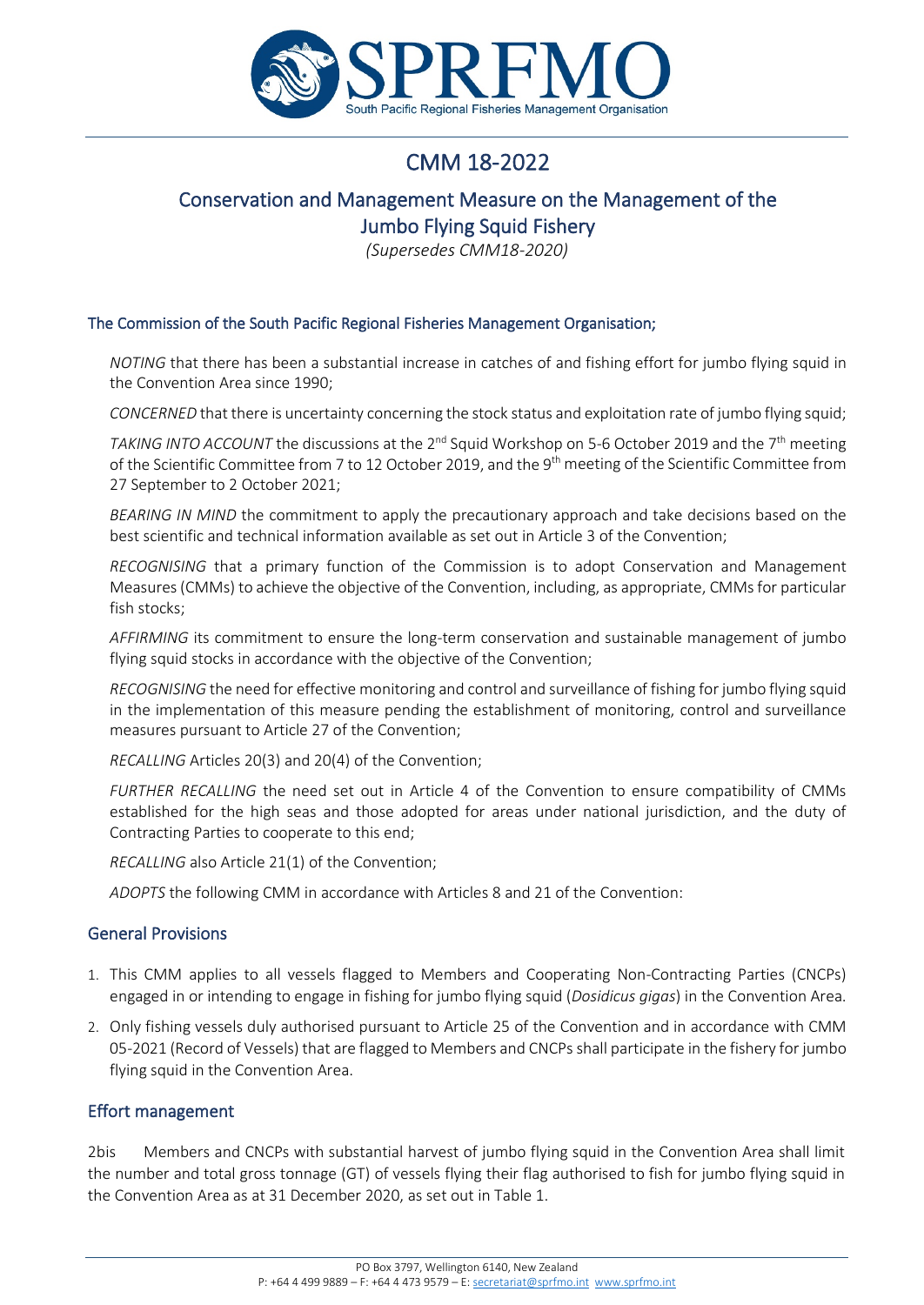# CMM 18-2022

## Conservation and Management Measure on the Management of the Jumbo Flying Squid Fishery

*(Supersedes CMM18-2020)*

### The Commission of the South Pacific Regional Fisheries Management Organisation;

*NOTING* that there has been a substantial increase in catches of and fishing effort for jumbo flying squid in the Convention Area since 1990;

*CONCERNED* that there is uncertainty concerning the stock status and exploitation rate of jumbo flying squid;

*TAKING INTO ACCOUNT* the discussions at the 2nd Squid Workshop on 5-6 October 2019 and the 7th meeting of the Scientific Committee from 7 to 12 October 2019, and the 9th meeting of the Scientific Committee from 27 September to 2 October 2021;

*BEARING IN MIND* the commitment to apply the precautionary approach and take decisions based on the best scientific and technical information available as set out in Article 3 of the Convention;

*RECOGNISING* that a primary function of the Commission is to adopt Conservation and Management Measures (CMMs) to achieve the objective of the Convention, including, as appropriate, CMMs for particular fish stocks;

*AFFIRMING* its commitment to ensure the long-term conservation and sustainable management of jumbo flying squid stocks in accordance with the objective of the Convention;

*RECOGNISING* the need for effective monitoring and control and surveillance of fishing for jumbo flying squid in the implementation of this measure pending the establishment of monitoring, control and surveillance measures pursuant to Article 27 of the Convention;

*RECALLING* Articles 20(3) and 20(4) of the Convention;

*FURTHER RECALLING* the need set out in Article 4 of the Convention to ensure compatibility of CMMs established for the high seas and those adopted for areas under national jurisdiction, and the duty of Contracting Parties to cooperate to this end;

*RECALLING* also Article 21(1) of the Convention;

*ADOPTS* the following CMM in accordance with Articles 8 and 21 of the Convention:

### General Provisions

1. This CMM applies to all vessels flagged to Members and Cooperating Non-Contracting Parties (CNCPs) engaged in or intending to engage in fishing for jumbo flying squid (*Dosidicus gigas*) in the Convention Area.
2. Only fishing vessels duly authorised pursuant to Article 25 of the Convention and in accordance with CMM 05-2021 (Record of Vessels) that are flagged to Members and CNCPs shall participate in the fishery for jumbo flying squid in the Convention Area.

### Effort management

2bis Members and CNCPs with substantial harvest of jumbo flying squid in the Convention Area shall limit the number and total gross tonnage (GT) of vessels flying their flag authorised to fish for jumbo flying squid in the Convention Area as at 31 December 2020, as set out in Table 1.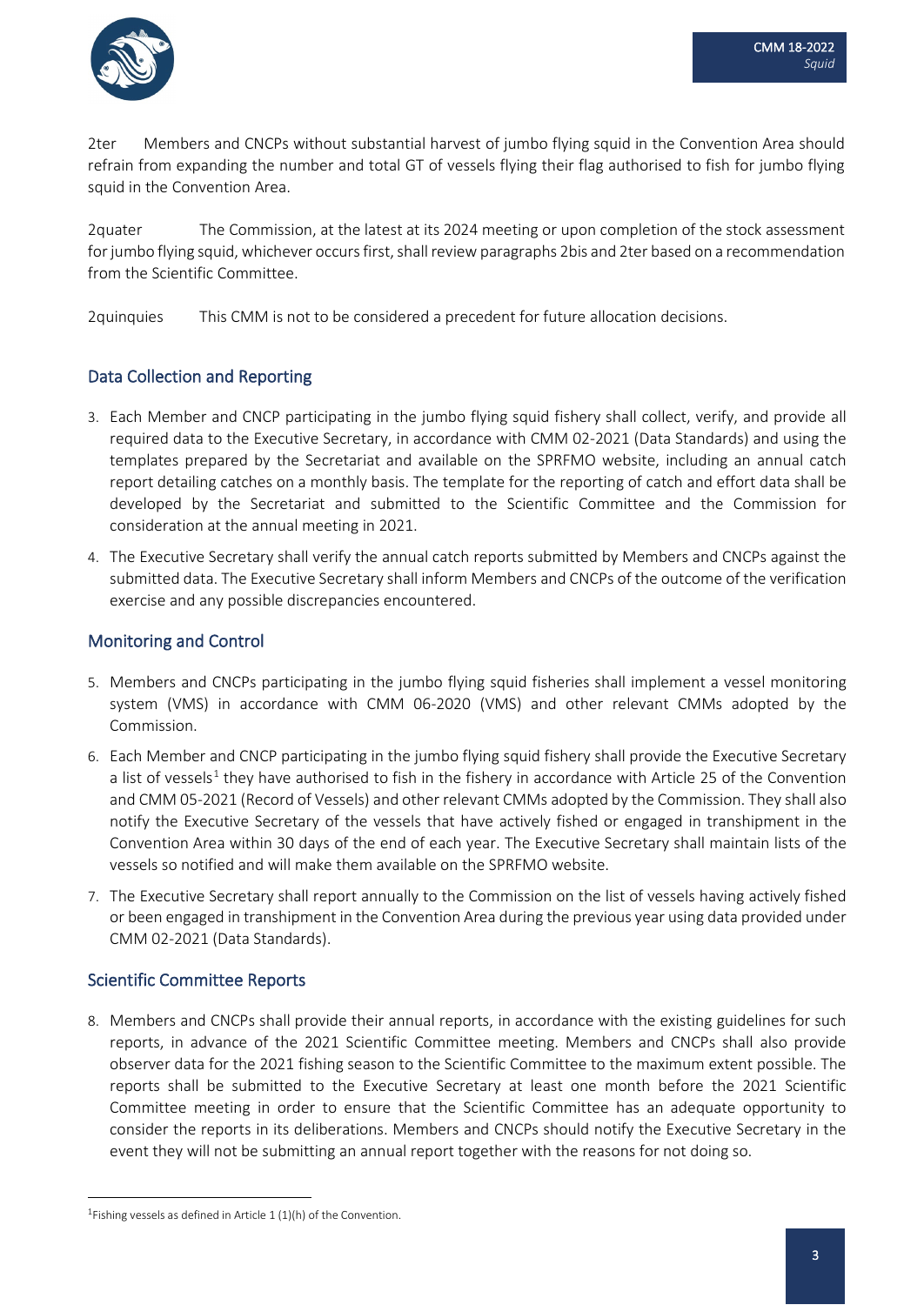2ter Members and CNCPs without substantial harvest of jumbo flying squid in the Convention Area should refrain from expanding the number and total GT of vessels flying their flag authorised to fish for jumbo flying squid in the Convention Area.

2quater The Commission, at the latest at its 2024 meeting or upon completion of the stock assessment for jumbo flying squid, whichever occurs first, shall review paragraphs 2bis and 2ter based on a recommendation from the Scientific Committee.

2quinquies This CMM is not to be considered a precedent for future allocation decisions.

## Data Collection and Reporting

3. Each Member and CNCP participating in the jumbo flying squid fishery shall collect, verify, and provide all required data to the Executive Secretary, in accordance with CMM 02-2021 (Data Standards) and using the templates prepared by the Secretariat and available on the SPRFMO website, including an annual catch report detailing catches on a monthly basis. The template for the reporting of catch and effort data shall be developed by the Secretariat and submitted to the Scientific Committee and the Commission for consideration at the annual meeting in 2021.
4. The Executive Secretary shall verify the annual catch reports submitted by Members and CNCPs against the submitted data. The Executive Secretary shall inform Members and CNCPs of the outcome of the verification exercise and any possible discrepancies encountered.

## Monitoring and Control

5. Members and CNCPs participating in the jumbo flying squid fisheries shall implement a vessel monitoring system (VMS) in accordance with CMM 06-2020 (VMS) and other relevant CMMs adopted by the Commission.
6. Each Member and CNCP participating in the jumbo flying squid fishery shall provide the Executive Secretary a list of vessels[1] they have authorised to fish in the fishery in accordance with Article 25 of the Convention and CMM 05-2021 (Record of Vessels) and other relevant CMMs adopted by the Commission. They shall also notify the Executive Secretary of the vessels that have actively fished or engaged in transhipment in the Convention Area within 30 days of the end of each year. The Executive Secretary shall maintain lists of the vessels so notified and will make them available on the SPRFMO website.
7. The Executive Secretary shall report annually to the Commission on the list of vessels having actively fished or been engaged in transhipment in the Convention Area during the previous year using data provided under CMM 02-2021 (Data Standards).

## Scientific Committee Reports

8. Members and CNCPs shall provide their annual reports, in accordance with the existing guidelines for such reports, in advance of the 2021 Scientific Committee meeting. Members and CNCPs shall also provide observer data for the 2021 fishing season to the Scientific Committee to the maximum extent possible. The reports shall be submitted to the Executive Secretary at least one month before the 2021 Scientific Committee meeting in order to ensure that the Scientific Committee has an adequate opportunity to consider the reports in its deliberations. Members and CNCPs should notify the Executive Secretary in the event they will not be submitting an annual report together with the reasons for not doing so.

[1] Fishing vessels as defined in Article 1 (1)(h) of the Convention.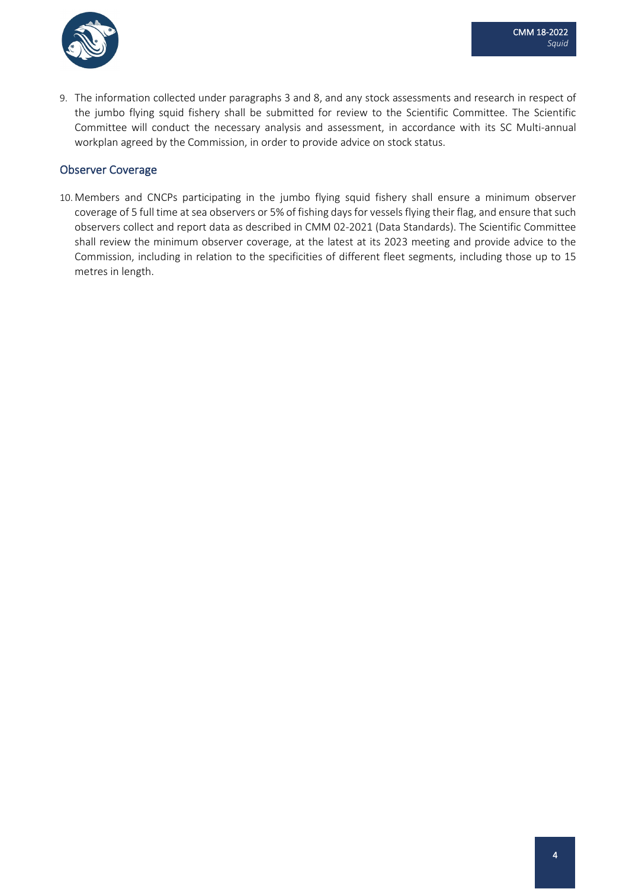9. The information collected under paragraphs 3 and 8, and any stock assessments and research in respect of the jumbo flying squid fishery shall be submitted for review to the Scientific Committee. The Scientific Committee will conduct the necessary analysis and assessment, in accordance with its SC Multi-annual workplan agreed by the Commission, in order to provide advice on stock status.

## Observer Coverage

10. Members and CNCPs participating in the jumbo flying squid fishery shall ensure a minimum observer coverage of 5 full time at sea observers or 5% of fishing days for vessels flying their flag, and ensure that such observers collect and report data as described in CMM 02-2021 (Data Standards). The Scientific Committee shall review the minimum observer coverage, at the latest at its 2023 meeting and provide advice to the Commission, including in relation to the specificities of different fleet segments, including those up to 15 metres in length.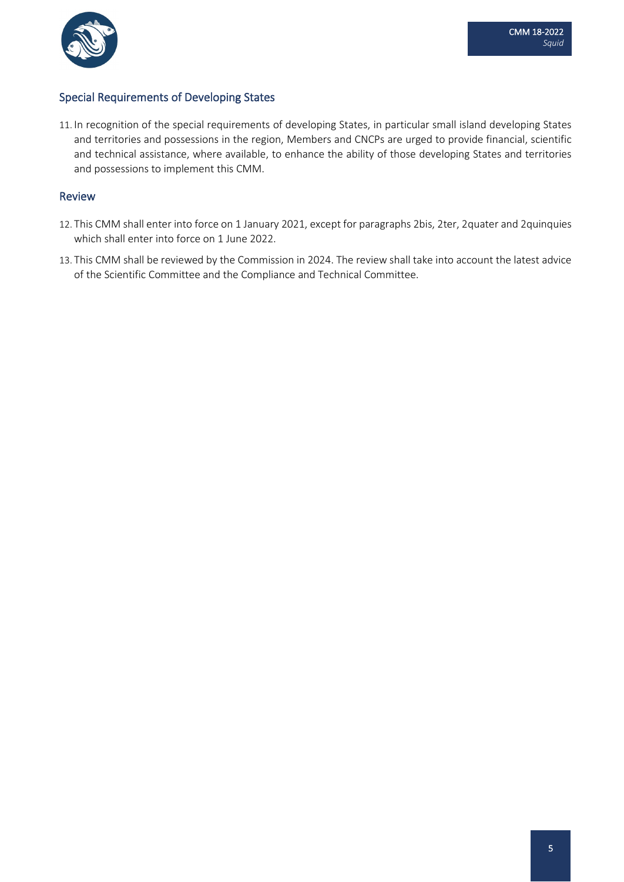## Special Requirements of Developing States

11. In recognition of the special requirements of developing States, in particular small island developing States and territories and possessions in the region, Members and CNCPs are urged to provide financial, scientific and technical assistance, where available, to enhance the ability of those developing States and territories and possessions to implement this CMM.

## Review

12. This CMM shall enter into force on 1 January 2021, except for paragraphs 2bis, 2ter, 2quater and 2quinquies which shall enter into force on 1 June 2022.
13. This CMM shall be reviewed by the Commission in 2024. The review shall take into account the latest advice of the Scientific Committee and the Compliance and Technical Committee.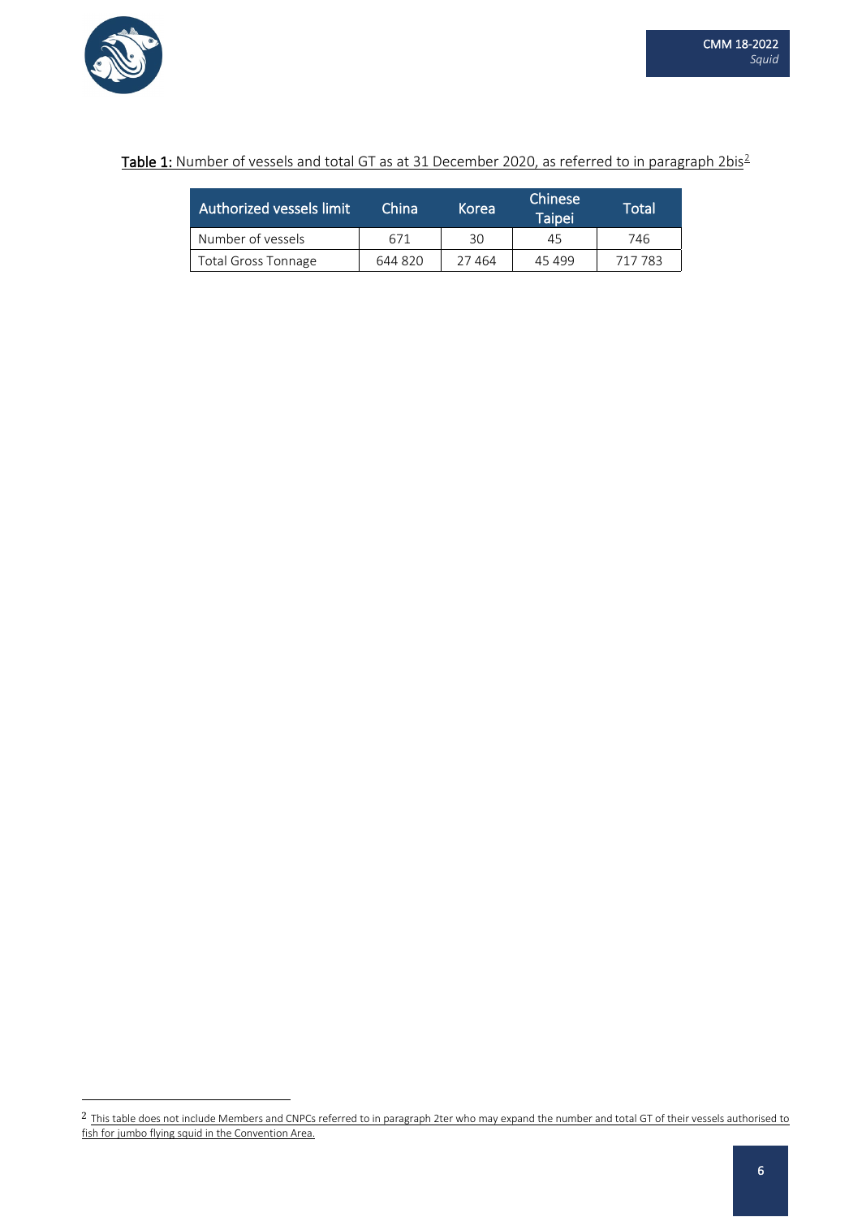**Table 1:** Number of vessels and total GT as at 31 December 2020, as referred to in paragraph 2bis[2]

| Authorized vessels limit | China | Korea | Chinese Taipei | Total |
|---|---|---|---|---|
| Number of vessels | 671 | 30 | 45 | 746 |
| Total Gross Tonnage | 644 820 | 27 464 | 45 499 | 717 783 |

[2] This table does not include Members and CNPCs referred to in paragraph 2ter who may expand the number and total GT of their vessels authorised to fish for jumbo flying squid in the Convention Area.